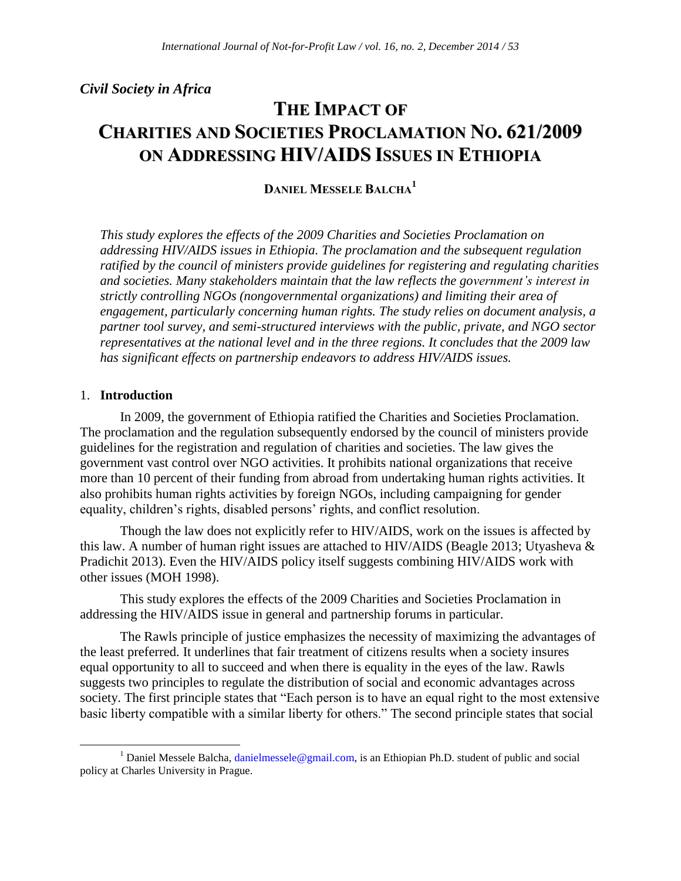*Civil Society in Africa*

# THE IMPACT OF CHARITIES AND SOCIETIES PROCLAMATION NO. 621/2009 ON ADDRESSING HIV/AIDS ISSUES IN ETHIOPIA

**DANIEL MESSELE BALCHA[1]**

*This study explores the effects of the 2009 Charities and Societies Proclamation on addressing HIV/AIDS issues in Ethiopia. The proclamation and the subsequent regulation ratified by the council of ministers provide guidelines for registering and regulating charities and societies. Many stakeholders maintain that the law reflects the government's interest in strictly controlling NGOs (nongovernmental organizations) and limiting their area of engagement, particularly concerning human rights. The study relies on document analysis, a partner tool survey, and semi-structured interviews with the public, private, and NGO sector representatives at the national level and in the three regions. It concludes that the 2009 law has significant effects on partnership endeavors to address HIV/AIDS issues.*

## 1. Introduction

In 2009, the government of Ethiopia ratified the Charities and Societies Proclamation. The proclamation and the regulation subsequently endorsed by the council of ministers provide guidelines for the registration and regulation of charities and societies. The law gives the government vast control over NGO activities. It prohibits national organizations that receive more than 10 percent of their funding from abroad from undertaking human rights activities. It also prohibits human rights activities by foreign NGOs, including campaigning for gender equality, children's rights, disabled persons' rights, and conflict resolution.

Though the law does not explicitly refer to HIV/AIDS, work on the issues is affected by this law. A number of human right issues are attached to HIV/AIDS (Beagle 2013; Utyasheva & Pradichit 2013). Even the HIV/AIDS policy itself suggests combining HIV/AIDS work with other issues (MOH 1998).

This study explores the effects of the 2009 Charities and Societies Proclamation in addressing the HIV/AIDS issue in general and partnership forums in particular.

The Rawls principle of justice emphasizes the necessity of maximizing the advantages of the least preferred. It underlines that fair treatment of citizens results when a society insures equal opportunity to all to succeed and when there is equality in the eyes of the law. Rawls suggests two principles to regulate the distribution of social and economic advantages across society. The first principle states that "Each person is to have an equal right to the most extensive basic liberty compatible with a similar liberty for others." The second principle states that social

---

[1] Daniel Messele Balcha, danielmessele@gmail.com, is an Ethiopian Ph.D. student of public and social policy at Charles University in Prague.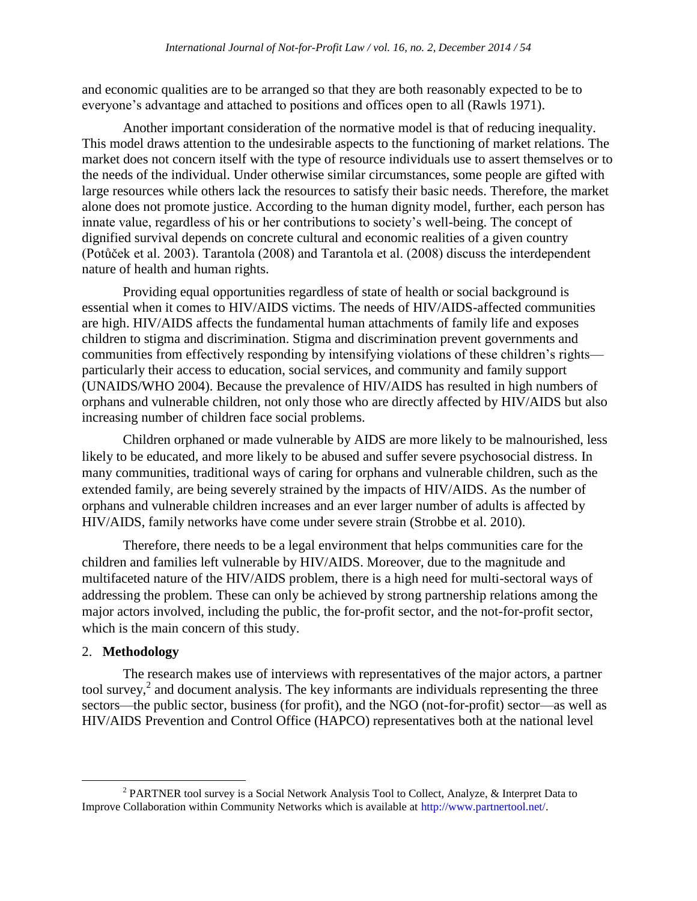and economic qualities are to be arranged so that they are both reasonably expected to be to everyone's advantage and attached to positions and offices open to all (Rawls 1971).

Another important consideration of the normative model is that of reducing inequality. This model draws attention to the undesirable aspects to the functioning of market relations. The market does not concern itself with the type of resource individuals use to assert themselves or to the needs of the individual. Under otherwise similar circumstances, some people are gifted with large resources while others lack the resources to satisfy their basic needs. Therefore, the market alone does not promote justice. According to the human dignity model, further, each person has innate value, regardless of his or her contributions to society's well-being. The concept of dignified survival depends on concrete cultural and economic realities of a given country (Potůček et al. 2003). Tarantola (2008) and Tarantola et al. (2008) discuss the interdependent nature of health and human rights.

Providing equal opportunities regardless of state of health or social background is essential when it comes to HIV/AIDS victims. The needs of HIV/AIDS-affected communities are high. HIV/AIDS affects the fundamental human attachments of family life and exposes children to stigma and discrimination. Stigma and discrimination prevent governments and communities from effectively responding by intensifying violations of these children's rights—particularly their access to education, social services, and community and family support (UNAIDS/WHO 2004). Because the prevalence of HIV/AIDS has resulted in high numbers of orphans and vulnerable children, not only those who are directly affected by HIV/AIDS but also increasing number of children face social problems.

Children orphaned or made vulnerable by AIDS are more likely to be malnourished, less likely to be educated, and more likely to be abused and suffer severe psychosocial distress. In many communities, traditional ways of caring for orphans and vulnerable children, such as the extended family, are being severely strained by the impacts of HIV/AIDS. As the number of orphans and vulnerable children increases and an ever larger number of adults is affected by HIV/AIDS, family networks have come under severe strain (Strobbe et al. 2010).

Therefore, there needs to be a legal environment that helps communities care for the children and families left vulnerable by HIV/AIDS. Moreover, due to the magnitude and multifaceted nature of the HIV/AIDS problem, there is a high need for multi-sectoral ways of addressing the problem. These can only be achieved by strong partnership relations among the major actors involved, including the public, the for-profit sector, and the not-for-profit sector, which is the main concern of this study.

## 2. **Methodology**

The research makes use of interviews with representatives of the major actors, a partner tool survey,[2] and document analysis. The key informants are individuals representing the three sectors—the public sector, business (for profit), and the NGO (not-for-profit) sector—as well as HIV/AIDS Prevention and Control Office (HAPCO) representatives both at the national level

[2] PARTNER tool survey is a Social Network Analysis Tool to Collect, Analyze, & Interpret Data to Improve Collaboration within Community Networks which is available at http://www.partnertool.net/.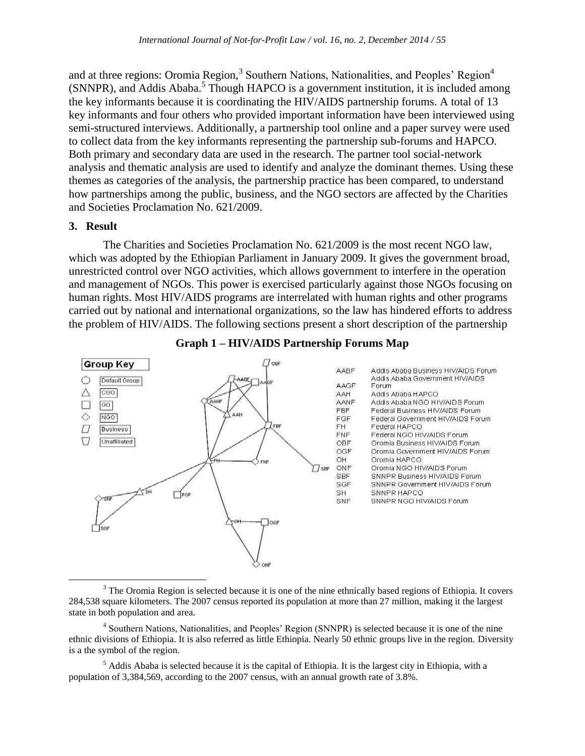and at three regions: Oromia Region,[3] Southern Nations, Nationalities, and Peoples' Region[4] (SNNPR), and Addis Ababa.[5] Though HAPCO is a government institution, it is included among the key informants because it is coordinating the HIV/AIDS partnership forums. A total of 13 key informants and four others who provided important information have been interviewed using semi-structured interviews. Additionally, a partnership tool online and a paper survey were used to collect data from the key informants representing the partnership sub-forums and HAPCO. Both primary and secondary data are used in the research. The partner tool social-network analysis and thematic analysis are used to identify and analyze the dominant themes. Using these themes as categories of the analysis, the partnership practice has been compared, to understand how partnerships among the public, business, and the NGO sectors are affected by the Charities and Societies Proclamation No. 621/2009.

## 3. Result

The Charities and Societies Proclamation No. 621/2009 is the most recent NGO law, which was adopted by the Ethiopian Parliament in January 2009. It gives the government broad, unrestricted control over NGO activities, which allows government to interfere in the operation and management of NGOs. This power is exercised particularly against those NGOs focusing on human rights. Most HIV/AIDS programs are interrelated with human rights and other programs carried out by national and international organizations, so the law has hindered efforts to address the problem of HIV/AIDS. The following sections present a short description of the partnership

**Graph 1 – HIV/AIDS Partnership Forums Map**

Group Key: ○ Default Group; △ CGO; □ GO; ◇ NGO; ▱ Business; ▽ Unaffiliated

| Abbreviation | Name |
|---|---|
| AABF | Addis Ababa Business HIV/AIDS Forum |
| AAGF | Addis Ababa Government HIV/AIDS Forum |
| AAH | Addis Ababa HAPCO |
| AANF | Addis Ababa NGO HIV/AIDS Forum |
| FBF | Federal Business HIV/AIDS Forum |
| FGF | Federal Government HIV/AIDS Forum |
| FH | Federal HAPCO |
| FNF | Federal NGO HIV/AIDS Forum |
| OBF | Oromia Business HIV/AIDS Forum |
| OGF | Oromia Government HIV/AIDS Forum |
| OH | Oromia HAPCO |
| ONF | Oromia NGO HIV/AIDS Forum |
| SBF | SNNPR Business HIV/AIDS Forum |
| SGF | SNNPR Government HIV/AIDS Forum |
| SH | SNNPR HAPCO |
| SNF | SNNPR NGO HIV/AIDS Forum |

[3] The Oromia Region is selected because it is one of the nine ethnically based regions of Ethiopia. It covers 284,538 square kilometers. The 2007 census reported its population at more than 27 million, making it the largest state in both population and area.

[4] Southern Nations, Nationalities, and Peoples' Region (SNNPR) is selected because it is one of the nine ethnic divisions of Ethiopia. It is also referred as little Ethiopia. Nearly 50 ethnic groups live in the region. Diversity is a the symbol of the region.

[5] Addis Ababa is selected because it is the capital of Ethiopia. It is the largest city in Ethiopia, with a population of 3,384,569, according to the 2007 census, with an annual growth rate of 3.8%.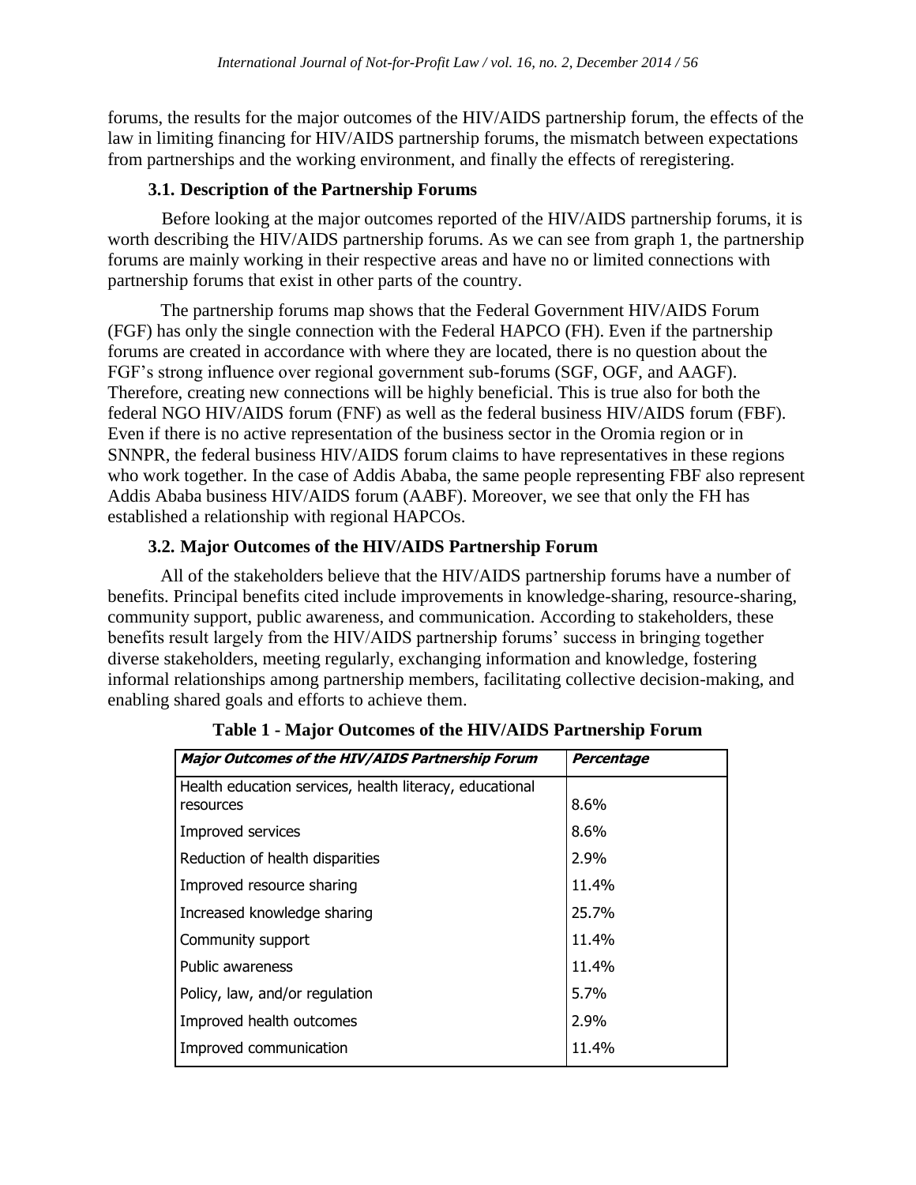forums, the results for the major outcomes of the HIV/AIDS partnership forum, the effects of the law in limiting financing for HIV/AIDS partnership forums, the mismatch between expectations from partnerships and the working environment, and finally the effects of reregistering.

### 3.1. Description of the Partnership Forums

Before looking at the major outcomes reported of the HIV/AIDS partnership forums, it is worth describing the HIV/AIDS partnership forums. As we can see from graph 1, the partnership forums are mainly working in their respective areas and have no or limited connections with partnership forums that exist in other parts of the country.

The partnership forums map shows that the Federal Government HIV/AIDS Forum (FGF) has only the single connection with the Federal HAPCO (FH). Even if the partnership forums are created in accordance with where they are located, there is no question about the FGF's strong influence over regional government sub-forums (SGF, OGF, and AAGF). Therefore, creating new connections will be highly beneficial. This is true also for both the federal NGO HIV/AIDS forum (FNF) as well as the federal business HIV/AIDS forum (FBF). Even if there is no active representation of the business sector in the Oromia region or in SNNPR, the federal business HIV/AIDS forum claims to have representatives in these regions who work together. In the case of Addis Ababa, the same people representing FBF also represent Addis Ababa business HIV/AIDS forum (AABF). Moreover, we see that only the FH has established a relationship with regional HAPCOs.

### 3.2. Major Outcomes of the HIV/AIDS Partnership Forum

All of the stakeholders believe that the HIV/AIDS partnership forums have a number of benefits. Principal benefits cited include improvements in knowledge-sharing, resource-sharing, community support, public awareness, and communication. According to stakeholders, these benefits result largely from the HIV/AIDS partnership forums' success in bringing together diverse stakeholders, meeting regularly, exchanging information and knowledge, fostering informal relationships among partnership members, facilitating collective decision-making, and enabling shared goals and efforts to achieve them.

**Table 1 - Major Outcomes of the HIV/AIDS Partnership Forum**

| *Major Outcomes of the HIV/AIDS Partnership Forum* | *Percentage* |
|---|---|
| Health education services, health literacy, educational resources | 8.6% |
| Improved services | 8.6% |
| Reduction of health disparities | 2.9% |
| Improved resource sharing | 11.4% |
| Increased knowledge sharing | 25.7% |
| Community support | 11.4% |
| Public awareness | 11.4% |
| Policy, law, and/or regulation | 5.7% |
| Improved health outcomes | 2.9% |
| Improved communication | 11.4% |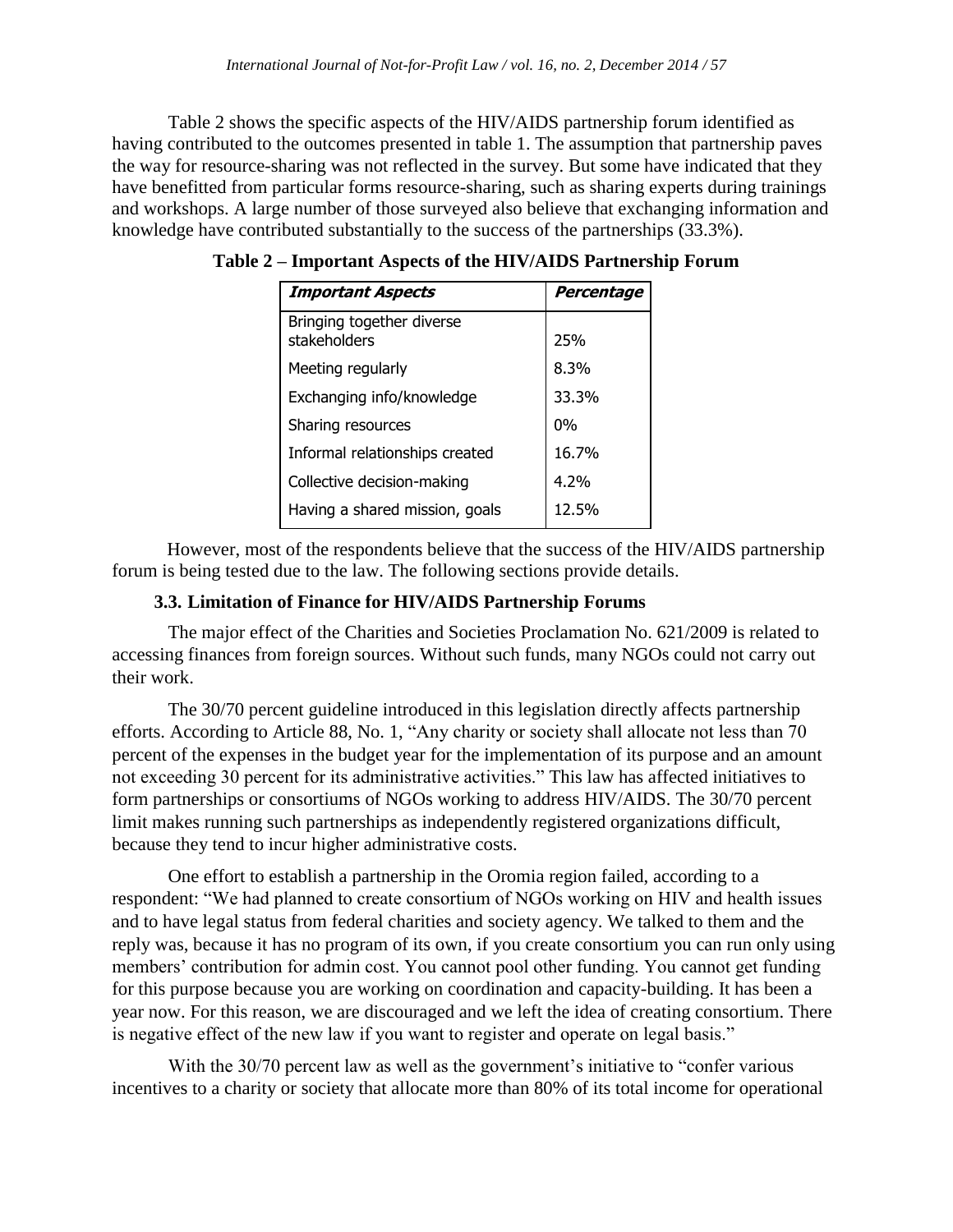Table 2 shows the specific aspects of the HIV/AIDS partnership forum identified as having contributed to the outcomes presented in table 1. The assumption that partnership paves the way for resource-sharing was not reflected in the survey. But some have indicated that they have benefitted from particular forms resource-sharing, such as sharing experts during trainings and workshops. A large number of those surveyed also believe that exchanging information and knowledge have contributed substantially to the success of the partnerships (33.3%).

**Table 2 – Important Aspects of the HIV/AIDS Partnership Forum**

| *Important Aspects* | *Percentage* |
|---|---|
| Bringing together diverse stakeholders | 25% |
| Meeting regularly | 8.3% |
| Exchanging info/knowledge | 33.3% |
| Sharing resources | 0% |
| Informal relationships created | 16.7% |
| Collective decision-making | 4.2% |
| Having a shared mission, goals | 12.5% |

However, most of the respondents believe that the success of the HIV/AIDS partnership forum is being tested due to the law. The following sections provide details.

### 3.3. Limitation of Finance for HIV/AIDS Partnership Forums

The major effect of the Charities and Societies Proclamation No. 621/2009 is related to accessing finances from foreign sources. Without such funds, many NGOs could not carry out their work.

The 30/70 percent guideline introduced in this legislation directly affects partnership efforts. According to Article 88, No. 1, "Any charity or society shall allocate not less than 70 percent of the expenses in the budget year for the implementation of its purpose and an amount not exceeding 30 percent for its administrative activities." This law has affected initiatives to form partnerships or consortiums of NGOs working to address HIV/AIDS. The 30/70 percent limit makes running such partnerships as independently registered organizations difficult, because they tend to incur higher administrative costs.

One effort to establish a partnership in the Oromia region failed, according to a respondent: "We had planned to create consortium of NGOs working on HIV and health issues and to have legal status from federal charities and society agency. We talked to them and the reply was, because it has no program of its own, if you create consortium you can run only using members' contribution for admin cost. You cannot pool other funding. You cannot get funding for this purpose because you are working on coordination and capacity-building. It has been a year now. For this reason, we are discouraged and we left the idea of creating consortium. There is negative effect of the new law if you want to register and operate on legal basis."

With the 30/70 percent law as well as the government's initiative to "confer various incentives to a charity or society that allocate more than 80% of its total income for operational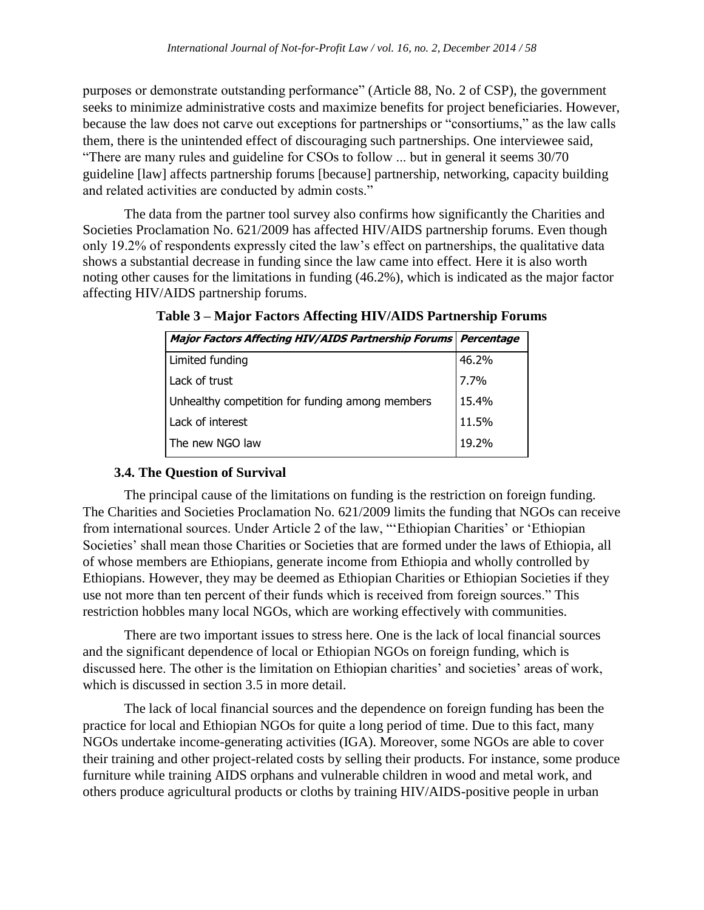purposes or demonstrate outstanding performance" (Article 88, No. 2 of CSP), the government seeks to minimize administrative costs and maximize benefits for project beneficiaries. However, because the law does not carve out exceptions for partnerships or "consortiums," as the law calls them, there is the unintended effect of discouraging such partnerships. One interviewee said, "There are many rules and guideline for CSOs to follow ... but in general it seems 30/70 guideline [law] affects partnership forums [because] partnership, networking, capacity building and related activities are conducted by admin costs."

The data from the partner tool survey also confirms how significantly the Charities and Societies Proclamation No. 621/2009 has affected HIV/AIDS partnership forums. Even though only 19.2% of respondents expressly cited the law's effect on partnerships, the qualitative data shows a substantial decrease in funding since the law came into effect. Here it is also worth noting other causes for the limitations in funding (46.2%), which is indicated as the major factor affecting HIV/AIDS partnership forums.

**Table 3 – Major Factors Affecting HIV/AIDS Partnership Forums**

| ***Major Factors Affecting HIV/AIDS Partnership Forums*** | ***Percentage*** |
|---|---|
| Limited funding | 46.2% |
| Lack of trust | 7.7% |
| Unhealthy competition for funding among members | 15.4% |
| Lack of interest | 11.5% |
| The new NGO law | 19.2% |

### 3.4. The Question of Survival

The principal cause of the limitations on funding is the restriction on foreign funding. The Charities and Societies Proclamation No. 621/2009 limits the funding that NGOs can receive from international sources. Under Article 2 of the law, "'Ethiopian Charities' or 'Ethiopian Societies' shall mean those Charities or Societies that are formed under the laws of Ethiopia, all of whose members are Ethiopians, generate income from Ethiopia and wholly controlled by Ethiopians. However, they may be deemed as Ethiopian Charities or Ethiopian Societies if they use not more than ten percent of their funds which is received from foreign sources." This restriction hobbles many local NGOs, which are working effectively with communities.

There are two important issues to stress here. One is the lack of local financial sources and the significant dependence of local or Ethiopian NGOs on foreign funding, which is discussed here. The other is the limitation on Ethiopian charities' and societies' areas of work, which is discussed in section 3.5 in more detail.

The lack of local financial sources and the dependence on foreign funding has been the practice for local and Ethiopian NGOs for quite a long period of time. Due to this fact, many NGOs undertake income-generating activities (IGA). Moreover, some NGOs are able to cover their training and other project-related costs by selling their products. For instance, some produce furniture while training AIDS orphans and vulnerable children in wood and metal work, and others produce agricultural products or cloths by training HIV/AIDS-positive people in urban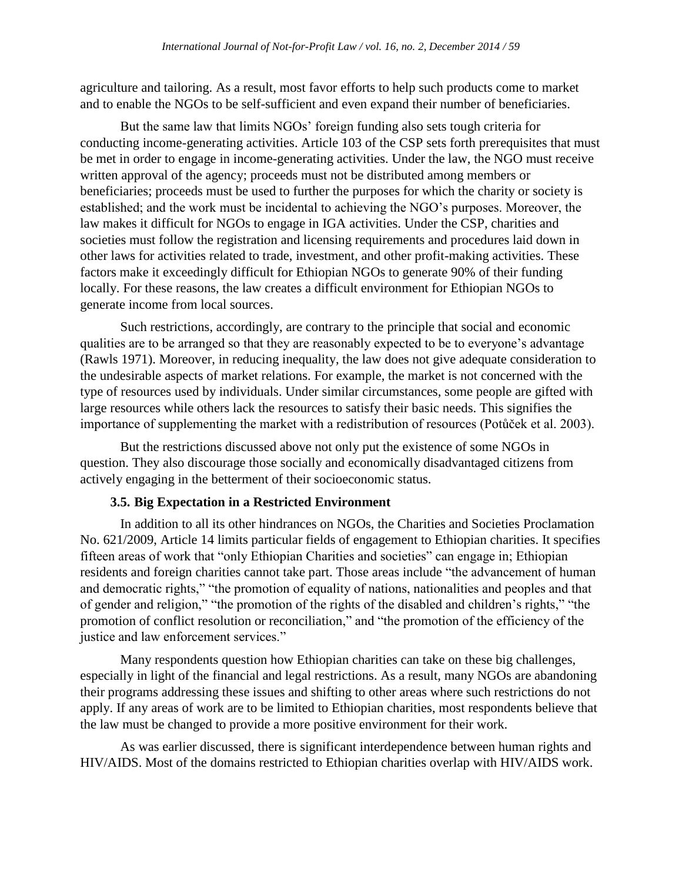agriculture and tailoring. As a result, most favor efforts to help such products come to market and to enable the NGOs to be self-sufficient and even expand their number of beneficiaries.

But the same law that limits NGOs' foreign funding also sets tough criteria for conducting income-generating activities. Article 103 of the CSP sets forth prerequisites that must be met in order to engage in income-generating activities. Under the law, the NGO must receive written approval of the agency; proceeds must not be distributed among members or beneficiaries; proceeds must be used to further the purposes for which the charity or society is established; and the work must be incidental to achieving the NGO's purposes. Moreover, the law makes it difficult for NGOs to engage in IGA activities. Under the CSP, charities and societies must follow the registration and licensing requirements and procedures laid down in other laws for activities related to trade, investment, and other profit-making activities. These factors make it exceedingly difficult for Ethiopian NGOs to generate 90% of their funding locally. For these reasons, the law creates a difficult environment for Ethiopian NGOs to generate income from local sources.

Such restrictions, accordingly, are contrary to the principle that social and economic qualities are to be arranged so that they are reasonably expected to be to everyone's advantage (Rawls 1971). Moreover, in reducing inequality, the law does not give adequate consideration to the undesirable aspects of market relations. For example, the market is not concerned with the type of resources used by individuals. Under similar circumstances, some people are gifted with large resources while others lack the resources to satisfy their basic needs. This signifies the importance of supplementing the market with a redistribution of resources (Potůček et al. 2003).

But the restrictions discussed above not only put the existence of some NGOs in question. They also discourage those socially and economically disadvantaged citizens from actively engaging in the betterment of their socioeconomic status.

### 3.5. Big Expectation in a Restricted Environment

In addition to all its other hindrances on NGOs, the Charities and Societies Proclamation No. 621/2009, Article 14 limits particular fields of engagement to Ethiopian charities. It specifies fifteen areas of work that "only Ethiopian Charities and societies" can engage in; Ethiopian residents and foreign charities cannot take part. Those areas include "the advancement of human and democratic rights," "the promotion of equality of nations, nationalities and peoples and that of gender and religion," "the promotion of the rights of the disabled and children's rights," "the promotion of conflict resolution or reconciliation," and "the promotion of the efficiency of the justice and law enforcement services."

Many respondents question how Ethiopian charities can take on these big challenges, especially in light of the financial and legal restrictions. As a result, many NGOs are abandoning their programs addressing these issues and shifting to other areas where such restrictions do not apply. If any areas of work are to be limited to Ethiopian charities, most respondents believe that the law must be changed to provide a more positive environment for their work.

As was earlier discussed, there is significant interdependence between human rights and HIV/AIDS. Most of the domains restricted to Ethiopian charities overlap with HIV/AIDS work.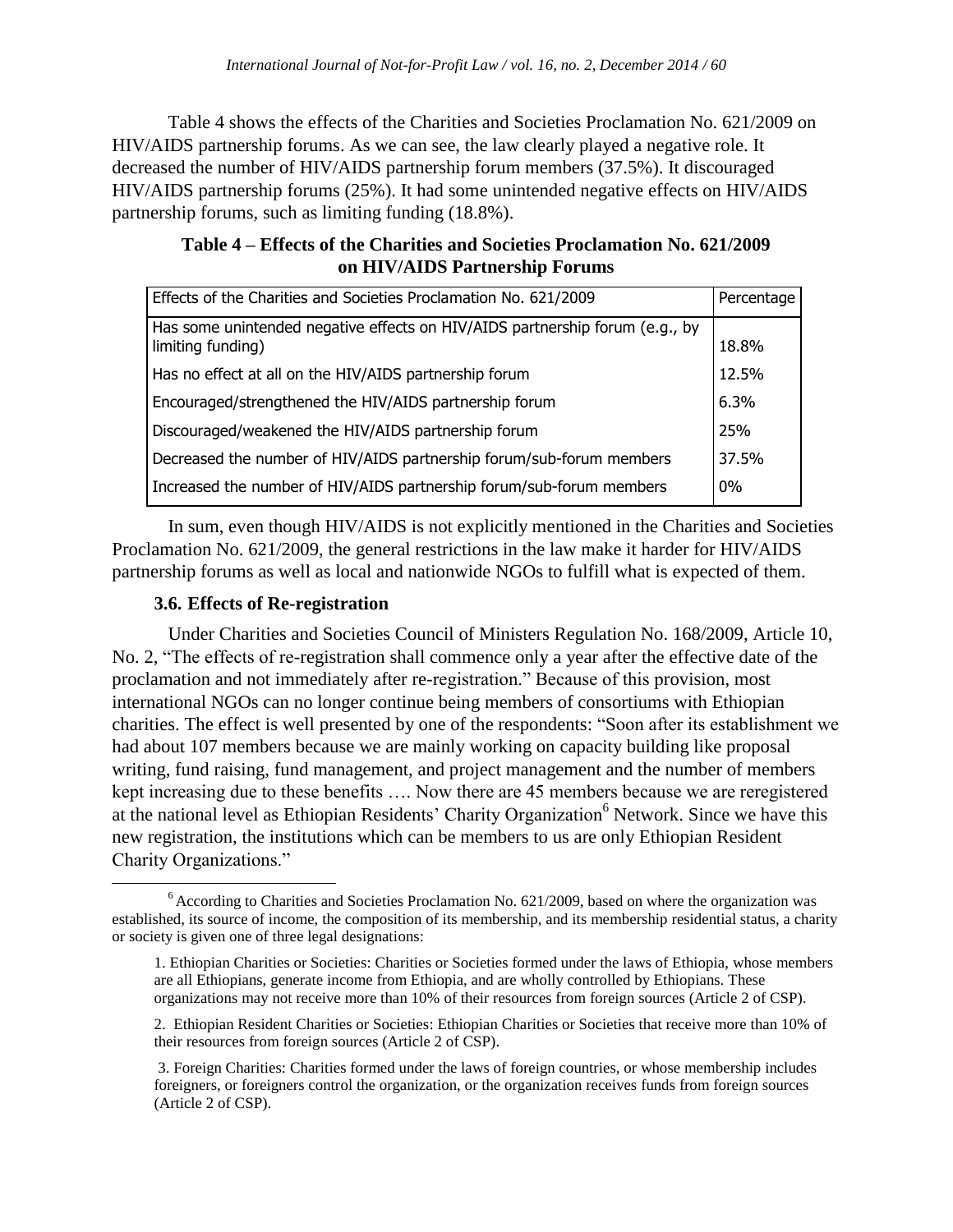Table 4 shows the effects of the Charities and Societies Proclamation No. 621/2009 on HIV/AIDS partnership forums. As we can see, the law clearly played a negative role. It decreased the number of HIV/AIDS partnership forum members (37.5%). It discouraged HIV/AIDS partnership forums (25%). It had some unintended negative effects on HIV/AIDS partnership forums, such as limiting funding (18.8%).

**Table 4 – Effects of the Charities and Societies Proclamation No. 621/2009 on HIV/AIDS Partnership Forums**

| Effects of the Charities and Societies Proclamation No. 621/2009 | Percentage |
|---|---|
| Has some unintended negative effects on HIV/AIDS partnership forum (e.g., by limiting funding) | 18.8% |
| Has no effect at all on the HIV/AIDS partnership forum | 12.5% |
| Encouraged/strengthened the HIV/AIDS partnership forum | 6.3% |
| Discouraged/weakened the HIV/AIDS partnership forum | 25% |
| Decreased the number of HIV/AIDS partnership forum/sub-forum members | 37.5% |
| Increased the number of HIV/AIDS partnership forum/sub-forum members | 0% |

In sum, even though HIV/AIDS is not explicitly mentioned in the Charities and Societies Proclamation No. 621/2009, the general restrictions in the law make it harder for HIV/AIDS partnership forums as well as local and nationwide NGOs to fulfill what is expected of them.

### 3.6. Effects of Re-registration

Under Charities and Societies Council of Ministers Regulation No. 168/2009, Article 10, No. 2, "The effects of re-registration shall commence only a year after the effective date of the proclamation and not immediately after re-registration." Because of this provision, most international NGOs can no longer continue being members of consortiums with Ethiopian charities. The effect is well presented by one of the respondents: "Soon after its establishment we had about 107 members because we are mainly working on capacity building like proposal writing, fund raising, fund management, and project management and the number of members kept increasing due to these benefits …. Now there are 45 members because we are reregistered at the national level as Ethiopian Residents' Charity Organization[6] Network. Since we have this new registration, the institutions which can be members to us are only Ethiopian Resident Charity Organizations."

---

[6] According to Charities and Societies Proclamation No. 621/2009, based on where the organization was established, its source of income, the composition of its membership, and its membership residential status, a charity or society is given one of three legal designations:

1. Ethiopian Charities or Societies: Charities or Societies formed under the laws of Ethiopia, whose members are all Ethiopians, generate income from Ethiopia, and are wholly controlled by Ethiopians. These organizations may not receive more than 10% of their resources from foreign sources (Article 2 of CSP).

2. Ethiopian Resident Charities or Societies: Ethiopian Charities or Societies that receive more than 10% of their resources from foreign sources (Article 2 of CSP).

3. Foreign Charities: Charities formed under the laws of foreign countries, or whose membership includes foreigners, or foreigners control the organization, or the organization receives funds from foreign sources (Article 2 of CSP).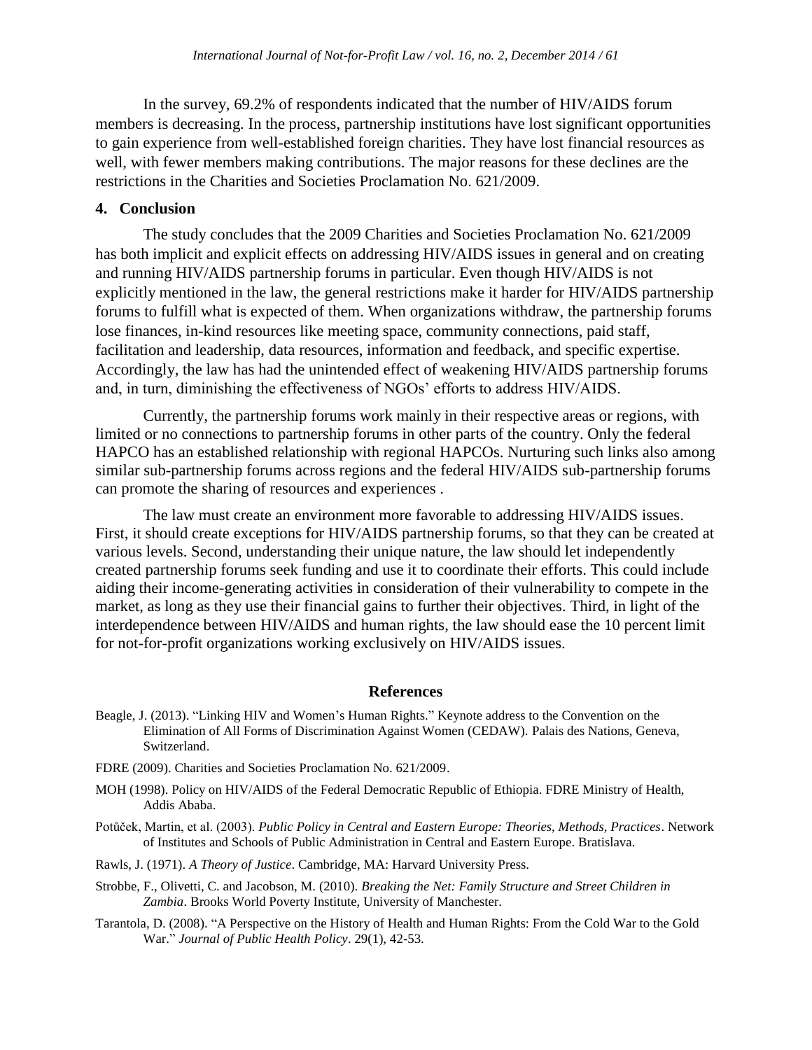In the survey, 69.2% of respondents indicated that the number of HIV/AIDS forum members is decreasing. In the process, partnership institutions have lost significant opportunities to gain experience from well-established foreign charities. They have lost financial resources as well, with fewer members making contributions. The major reasons for these declines are the restrictions in the Charities and Societies Proclamation No. 621/2009.

## 4. Conclusion

The study concludes that the 2009 Charities and Societies Proclamation No. 621/2009 has both implicit and explicit effects on addressing HIV/AIDS issues in general and on creating and running HIV/AIDS partnership forums in particular. Even though HIV/AIDS is not explicitly mentioned in the law, the general restrictions make it harder for HIV/AIDS partnership forums to fulfill what is expected of them. When organizations withdraw, the partnership forums lose finances, in-kind resources like meeting space, community connections, paid staff, facilitation and leadership, data resources, information and feedback, and specific expertise. Accordingly, the law has had the unintended effect of weakening HIV/AIDS partnership forums and, in turn, diminishing the effectiveness of NGOs' efforts to address HIV/AIDS.

Currently, the partnership forums work mainly in their respective areas or regions, with limited or no connections to partnership forums in other parts of the country. Only the federal HAPCO has an established relationship with regional HAPCOs. Nurturing such links also among similar sub-partnership forums across regions and the federal HIV/AIDS sub-partnership forums can promote the sharing of resources and experiences .

The law must create an environment more favorable to addressing HIV/AIDS issues. First, it should create exceptions for HIV/AIDS partnership forums, so that they can be created at various levels. Second, understanding their unique nature, the law should let independently created partnership forums seek funding and use it to coordinate their efforts. This could include aiding their income-generating activities in consideration of their vulnerability to compete in the market, as long as they use their financial gains to further their objectives. Third, in light of the interdependence between HIV/AIDS and human rights, the law should ease the 10 percent limit for not-for-profit organizations working exclusively on HIV/AIDS issues.

## References

Beagle, J. (2013). "Linking HIV and Women's Human Rights." Keynote address to the Convention on the Elimination of All Forms of Discrimination Against Women (CEDAW). Palais des Nations, Geneva, Switzerland.

FDRE (2009). Charities and Societies Proclamation No. 621/2009.

MOH (1998). Policy on HIV/AIDS of the Federal Democratic Republic of Ethiopia. FDRE Ministry of Health, Addis Ababa.

Potůček, Martin, et al. (2003). *Public Policy in Central and Eastern Europe: Theories, Methods, Practices*. Network of Institutes and Schools of Public Administration in Central and Eastern Europe. Bratislava.

Rawls, J. (1971). *A Theory of Justice*. Cambridge, MA: Harvard University Press.

Strobbe, F., Olivetti, C. and Jacobson, M. (2010). *Breaking the Net: Family Structure and Street Children in Zambia*. Brooks World Poverty Institute, University of Manchester.

Tarantola, D. (2008). "A Perspective on the History of Health and Human Rights: From the Cold War to the Gold War." *Journal of Public Health Policy*. 29(1), 42-53.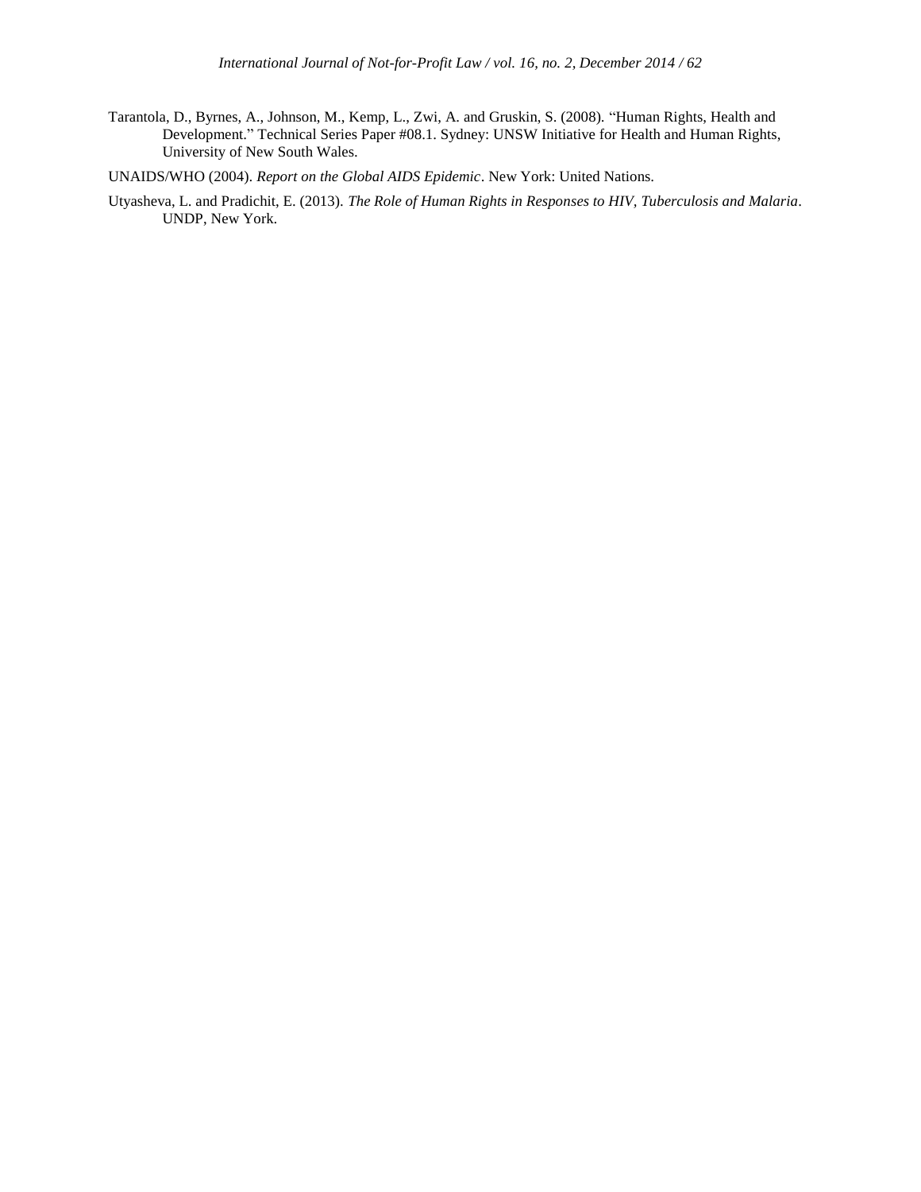Tarantola, D., Byrnes, A., Johnson, M., Kemp, L., Zwi, A. and Gruskin, S. (2008). "Human Rights, Health and Development." Technical Series Paper #08.1. Sydney: UNSW Initiative for Health and Human Rights, University of New South Wales.

UNAIDS/WHO (2004). *Report on the Global AIDS Epidemic*. New York: United Nations.

Utyasheva, L. and Pradichit, E. (2013). *The Role of Human Rights in Responses to HIV, Tuberculosis and Malaria*. UNDP, New York.